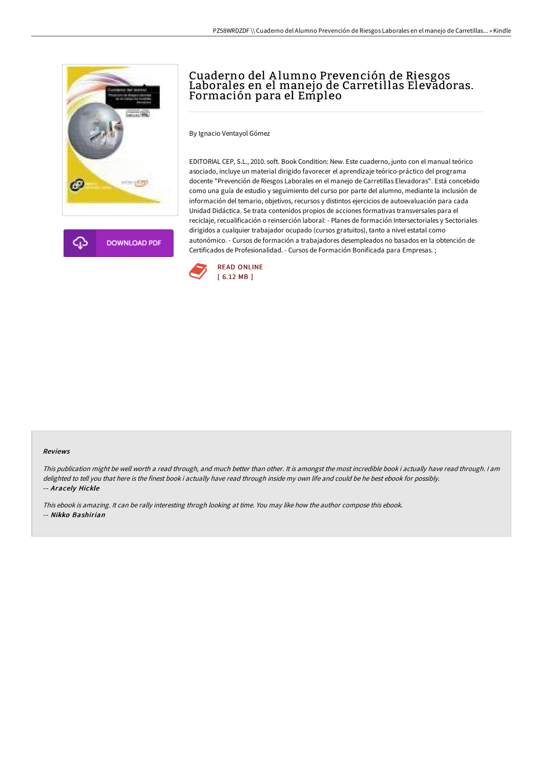# Cuaderno del Alumno Prevención de Riesgos Laborales en el manejo de Carretillas Elevadoras. Formación para el Empleo

By Ignacio Ventayol Gómez

EDITORIAL CEP, S.L., 2010. soft. Book Condition: New. Este cuaderno, junto con el manual teórico asociado, incluye un material dirigido favorecer el aprendizaje teórico-práctico del programa docente "Prevención de Riesgos Laborales en el manejo de Carretillas Elevadoras". Está concebido como una guía de estudio y seguimiento del curso por parte del alumno, mediante la inclusión de información del temario, objetivos, recursos y distintos ejercicios de autoevaluación para cada Unidad Didáctica. Se trata contenidos propios de acciones formativas transversales para el reciclaje, recualificación o reinserción laboral: - Planes de formación Intersectoriales y Sectoriales dirigidos a cualquier trabajador ocupado (cursos gratuitos), tanto a nivel estatal como autonómico. - Cursos de formación a trabajadores desempleados no basados en la obtención de Certificados de Profesionalidad. - Cursos de Formación Bonificada para Empresas. ;

DOWNLOAD PDF

READ ONLINE
[ 6.12 MB ]

### Reviews

*This publication might be well worth a read through, and much better than other. It is amongst the most incredible book i actually have read through. I am delighted to tell you that here is the finest book i actually have read through inside my own life and could be he best ebook for possibly.*
-- ***Aracely Hickle***

*This ebook is amazing. It can be rally interesting throgh looking at time. You may like how the author compose this ebook.*
-- ***Nikko Bashirian***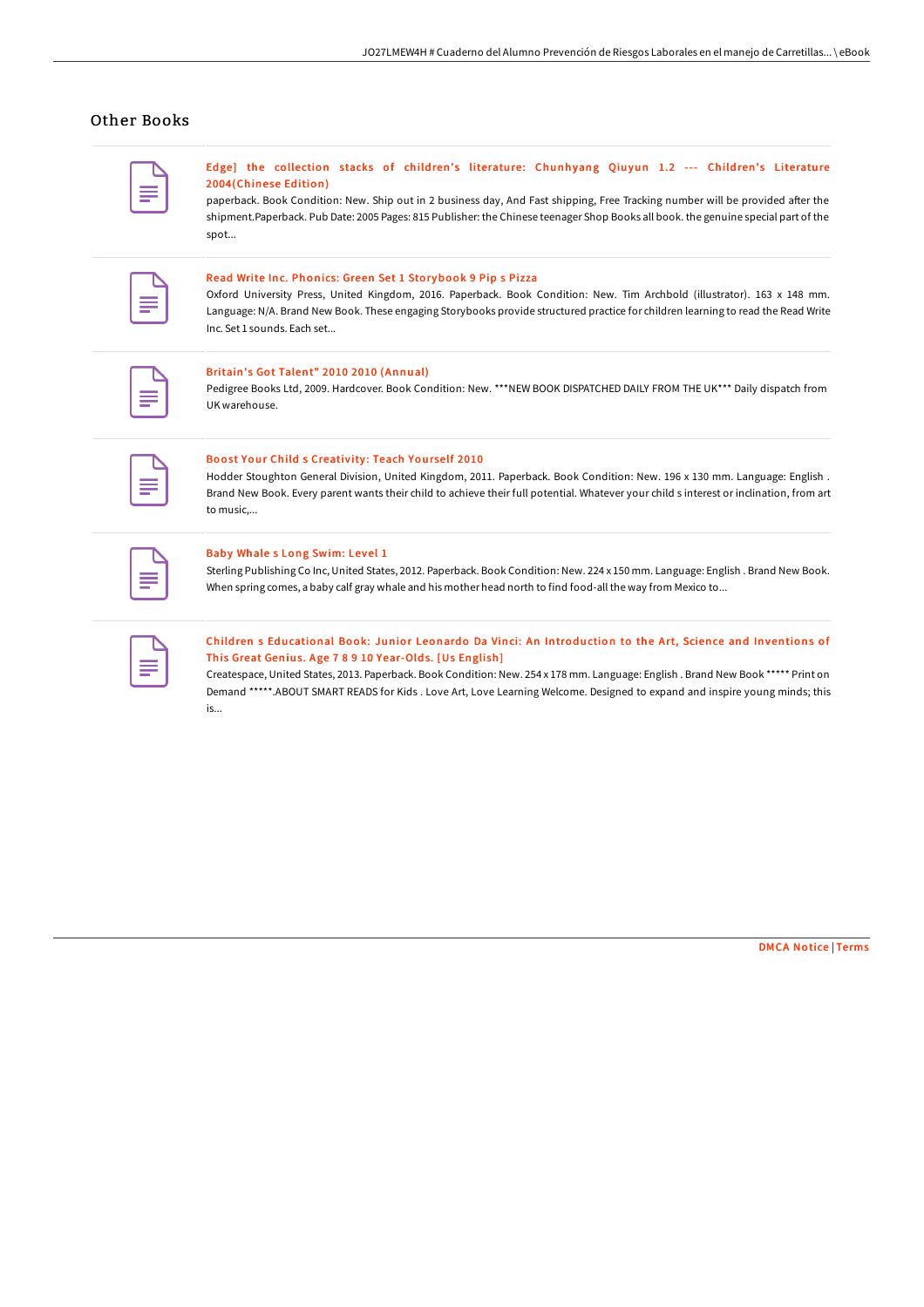## Other Books

### Edge] the collection stacks of children's literature: Chunhyang Qiuyun 1.2 --- Children's Literature 2004(Chinese Edition)

paperback. Book Condition: New. Ship out in 2 business day, And Fast shipping, Free Tracking number will be provided after the shipment.Paperback. Pub Date: 2005 Pages: 815 Publisher: the Chinese teenager Shop Books all book. the genuine special part of the spot...

### Read Write Inc. Phonics: Green Set 1 Storybook 9 Pip s Pizza

Oxford University Press, United Kingdom, 2016. Paperback. Book Condition: New. Tim Archbold (illustrator). 163 x 148 mm. Language: N/A. Brand New Book. These engaging Storybooks provide structured practice for children learning to read the Read Write Inc. Set 1 sounds. Each set...

### Britain's Got Talent" 2010 2010 (Annual)

Pedigree Books Ltd, 2009. Hardcover. Book Condition: New. ***NEW BOOK DISPATCHED DAILY FROM THE UK*** Daily dispatch from UK warehouse.

### Boost Your Child s Creativity: Teach Yourself 2010

Hodder Stoughton General Division, United Kingdom, 2011. Paperback. Book Condition: New. 196 x 130 mm. Language: English . Brand New Book. Every parent wants their child to achieve their full potential. Whatever your child s interest or inclination, from art to music,...

### Baby Whale s Long Swim: Level 1

Sterling Publishing Co Inc, United States, 2012. Paperback. Book Condition: New. 224 x 150 mm. Language: English . Brand New Book. When spring comes, a baby calf gray whale and his mother head north to find food-all the way from Mexico to...

### Children s Educational Book: Junior Leonardo Da Vinci: An Introduction to the Art, Science and Inventions of This Great Genius. Age 7 8 9 10 Year-Olds. [Us English]

Createspace, United States, 2013. Paperback. Book Condition: New. 254 x 178 mm. Language: English . Brand New Book ***** Print on Demand *****.ABOUT SMART READS for Kids . Love Art, Love Learning Welcome. Designed to expand and inspire young minds; this is...

DMCA Notice | Terms